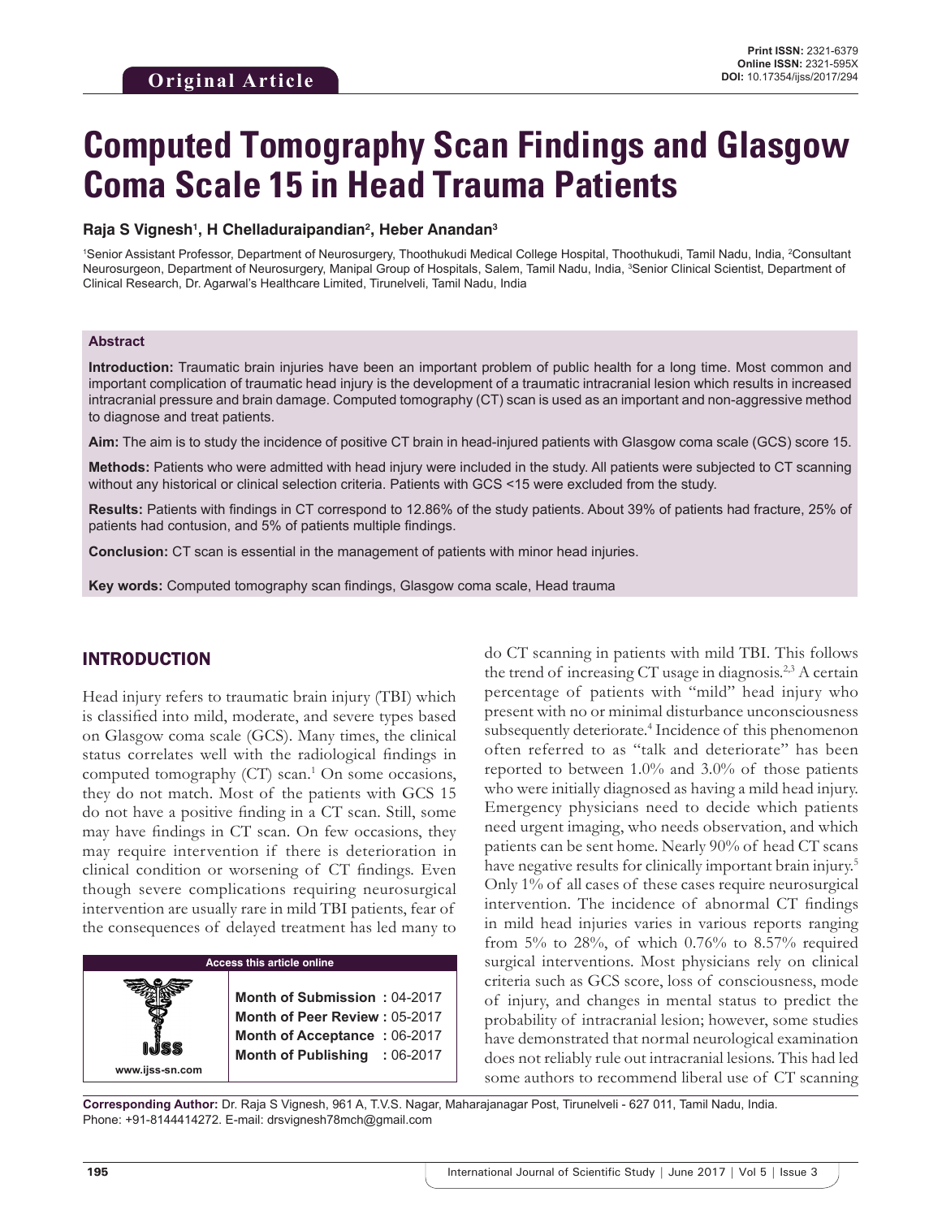**Original Article**

**Print ISSN:** 2321-6379
**Online ISSN:** 2321-595X
**DOI:** 10.17354/ijss/2017/294

# Computed Tomography Scan Findings and Glasgow Coma Scale 15 in Head Trauma Patients

**Raja S Vignesh[1], H Chelladuraipandian[2], Heber Anandan[3]**

[1]Senior Assistant Professor, Department of Neurosurgery, Thoothukudi Medical College Hospital, Thoothukudi, Tamil Nadu, India, [2]Consultant Neurosurgeon, Department of Neurosurgery, Manipal Group of Hospitals, Salem, Tamil Nadu, India, [3]Senior Clinical Scientist, Department of Clinical Research, Dr. Agarwal's Healthcare Limited, Tirunelveli, Tamil Nadu, India

### Abstract

**Introduction:** Traumatic brain injuries have been an important problem of public health for a long time. Most common and important complication of traumatic head injury is the development of a traumatic intracranial lesion which results in increased intracranial pressure and brain damage. Computed tomography (CT) scan is used as an important and non-aggressive method to diagnose and treat patients.

**Aim:** The aim is to study the incidence of positive CT brain in head-injured patients with Glasgow coma scale (GCS) score 15.

**Methods:** Patients who were admitted with head injury were included in the study. All patients were subjected to CT scanning without any historical or clinical selection criteria. Patients with GCS <15 were excluded from the study.

**Results:** Patients with findings in CT correspond to 12.86% of the study patients. About 39% of patients had fracture, 25% of patients had contusion, and 5% of patients multiple findings.

**Conclusion:** CT scan is essential in the management of patients with minor head injuries.

**Key words:** Computed tomography scan findings, Glasgow coma scale, Head trauma

## INTRODUCTION

Head injury refers to traumatic brain injury (TBI) which is classified into mild, moderate, and severe types based on Glasgow coma scale (GCS). Many times, the clinical status correlates well with the radiological findings in computed tomography (CT) scan.[1] On some occasions, they do not match. Most of the patients with GCS 15 do not have a positive finding in a CT scan. Still, some may have findings in CT scan. On few occasions, they may require intervention if there is deterioration in clinical condition or worsening of CT findings. Even though severe complications requiring neurosurgical intervention are usually rare in mild TBI patients, fear of the consequences of delayed treatment has led many to do CT scanning in patients with mild TBI. This follows the trend of increasing CT usage in diagnosis.[2,3] A certain percentage of patients with "mild" head injury who present with no or minimal disturbance unconsciousness subsequently deteriorate.[4] Incidence of this phenomenon often referred to as "talk and deteriorate" has been reported to between 1.0% and 3.0% of those patients who were initially diagnosed as having a mild head injury. Emergency physicians need to decide which patients need urgent imaging, who needs observation, and which patients can be sent home. Nearly 90% of head CT scans have negative results for clinically important brain injury.[5] Only 1% of all cases of these cases require neurosurgical intervention. The incidence of abnormal CT findings in mild head injuries varies in various reports ranging from 5% to 28%, of which 0.76% to 8.57% required surgical interventions. Most physicians rely on clinical criteria such as GCS score, loss of consciousness, mode of injury, and changes in mental status to predict the probability of intracranial lesion; however, some studies have demonstrated that normal neurological examination does not reliably rule out intracranial lesions. This had led some authors to recommend liberal use of CT scanning

| Access this article online | |
|---|---|
| www.ijss-sn.com | **Month of Submission :** 04-2017<br>**Month of Peer Review :** 05-2017<br>**Month of Acceptance :** 06-2017<br>**Month of Publishing :** 06-2017 |

**Corresponding Author:** Dr. Raja S Vignesh, 961 A, T.V.S. Nagar, Maharajanagar Post, Tirunelveli - 627 011, Tamil Nadu, India. Phone: +91-8144414272. E-mail: drsvignesh78mch@gmail.com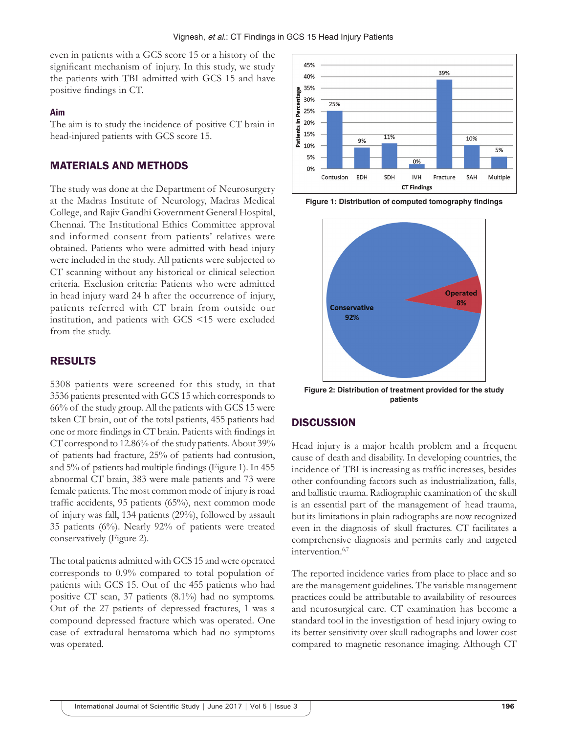even in patients with a GCS score 15 or a history of the significant mechanism of injury. In this study, we study the patients with TBI admitted with GCS 15 and have positive findings in CT.

### Aim

The aim is to study the incidence of positive CT brain in head-injured patients with GCS score 15.

## MATERIALS AND METHODS

The study was done at the Department of Neurosurgery at the Madras Institute of Neurology, Madras Medical College, and Rajiv Gandhi Government General Hospital, Chennai. The Institutional Ethics Committee approval and informed consent from patients' relatives were obtained. Patients who were admitted with head injury were included in the study. All patients were subjected to CT scanning without any historical or clinical selection criteria. Exclusion criteria: Patients who were admitted in head injury ward 24 h after the occurrence of injury, patients referred with CT brain from outside our institution, and patients with GCS <15 were excluded from the study.

## RESULTS

5308 patients were screened for this study, in that 3536 patients presented with GCS 15 which corresponds to 66% of the study group. All the patients with GCS 15 were taken CT brain, out of the total patients, 455 patients had one or more findings in CT brain. Patients with findings in CT correspond to 12.86% of the study patients. About 39% of patients had fracture, 25% of patients had contusion, and 5% of patients had multiple findings (Figure 1). In 455 abnormal CT brain, 383 were male patients and 73 were female patients. The most common mode of injury is road traffic accidents, 95 patients (65%), next common mode of injury was fall, 134 patients (29%), followed by assault 35 patients (6%). Nearly 92% of patients were treated conservatively (Figure 2).

The total patients admitted with GCS 15 and were operated corresponds to 0.9% compared to total population of patients with GCS 15. Out of the 455 patients who had positive CT scan, 37 patients (8.1%) had no symptoms. Out of the 27 patients of depressed fractures, 1 was a compound depressed fracture which was operated. One case of extradural hematoma which had no symptoms was operated.

| CT Findings | Patients in Percentage |
|---|---|
| Contusion | 25% |
| EDH | 9% |
| SDH | 11% |
| IVH | 0% |
| Fracture | 39% |
| SAH | 10% |
| Multiple | 5% |

**Figure 1: Distribution of computed tomography findings**

| Treatment | Percentage |
|---|---|
| Conservative | 92% |
| Operated | 8% |

**Figure 2: Distribution of treatment provided for the study patients**

## DISCUSSION

Head injury is a major health problem and a frequent cause of death and disability. In developing countries, the incidence of TBI is increasing as traffic increases, besides other confounding factors such as industrialization, falls, and ballistic trauma. Radiographic examination of the skull is an essential part of the management of head trauma, but its limitations in plain radiographs are now recognized even in the diagnosis of skull fractures. CT facilitates a comprehensive diagnosis and permits early and targeted intervention.[6,7]

The reported incidence varies from place to place and so are the management guidelines. The variable management practices could be attributable to availability of resources and neurosurgical care. CT examination has become a standard tool in the investigation of head injury owing to its better sensitivity over skull radiographs and lower cost compared to magnetic resonance imaging. Although CT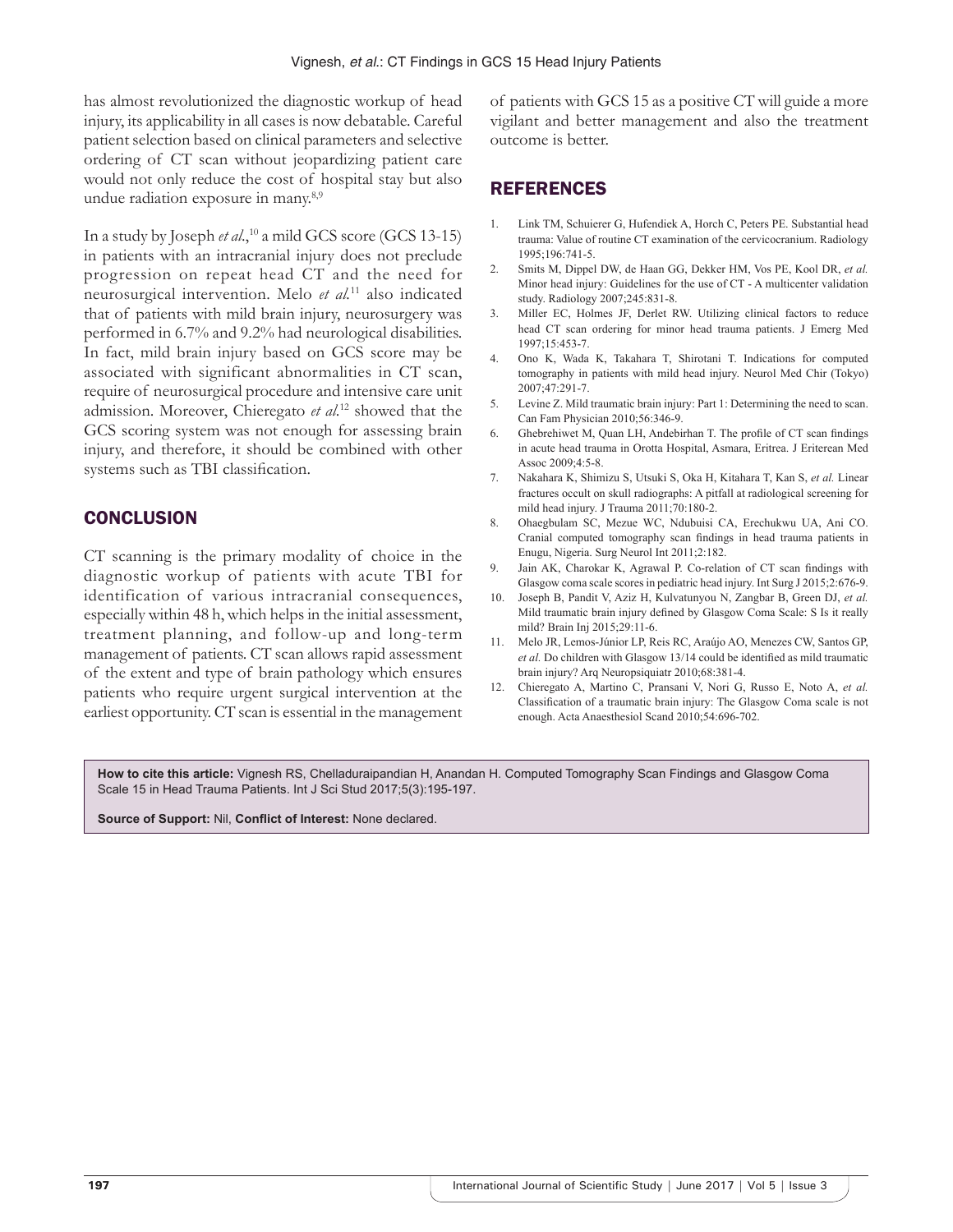has almost revolutionized the diagnostic workup of head injury, its applicability in all cases is now debatable. Careful patient selection based on clinical parameters and selective ordering of CT scan without jeopardizing patient care would not only reduce the cost of hospital stay but also undue radiation exposure in many.[8,9]

In a study by Joseph *et al*.,[10] a mild GCS score (GCS 13-15) in patients with an intracranial injury does not preclude progression on repeat head CT and the need for neurosurgical intervention. Melo *et al*.[11] also indicated that of patients with mild brain injury, neurosurgery was performed in 6.7% and 9.2% had neurological disabilities. In fact, mild brain injury based on GCS score may be associated with significant abnormalities in CT scan, require of neurosurgical procedure and intensive care unit admission. Moreover, Chieregato *et al*.[12] showed that the GCS scoring system was not enough for assessing brain injury, and therefore, it should be combined with other systems such as TBI classification.

## CONCLUSION

CT scanning is the primary modality of choice in the diagnostic workup of patients with acute TBI for identification of various intracranial consequences, especially within 48 h, which helps in the initial assessment, treatment planning, and follow-up and long-term management of patients. CT scan allows rapid assessment of the extent and type of brain pathology which ensures patients who require urgent surgical intervention at the earliest opportunity. CT scan is essential in the management of patients with GCS 15 as a positive CT will guide a more vigilant and better management and also the treatment outcome is better.

## REFERENCES

1. Link TM, Schuierer G, Hufendiek A, Horch C, Peters PE. Substantial head trauma: Value of routine CT examination of the cervicocranium. Radiology 1995;196:741-5.
2. Smits M, Dippel DW, de Haan GG, Dekker HM, Vos PE, Kool DR, *et al.* Minor head injury: Guidelines for the use of CT - A multicenter validation study. Radiology 2007;245:831-8.
3. Miller EC, Holmes JF, Derlet RW. Utilizing clinical factors to reduce head CT scan ordering for minor head trauma patients. J Emerg Med 1997;15:453-7.
4. Ono K, Wada K, Takahara T, Shirotani T. Indications for computed tomography in patients with mild head injury. Neurol Med Chir (Tokyo) 2007;47:291-7.
5. Levine Z. Mild traumatic brain injury: Part 1: Determining the need to scan. Can Fam Physician 2010;56:346-9.
6. Ghebrehiwet M, Quan LH, Andebirhan T. The profile of CT scan findings in acute head trauma in Orotta Hospital, Asmara, Eritrea. J Eriterean Med Assoc 2009;4:5-8.
7. Nakahara K, Shimizu S, Utsuki S, Oka H, Kitahara T, Kan S, *et al.* Linear fractures occult on skull radiographs: A pitfall at radiological screening for mild head injury. J Trauma 2011;70:180-2.
8. Ohaegbulam SC, Mezue WC, Ndubuisi CA, Erechukwu UA, Ani CO. Cranial computed tomography scan findings in head trauma patients in Enugu, Nigeria. Surg Neurol Int 2011;2:182.
9. Jain AK, Charokar K, Agrawal P. Co-relation of CT scan findings with Glasgow coma scale scores in pediatric head injury. Int Surg J 2015;2:676-9.
10. Joseph B, Pandit V, Aziz H, Kulvatunyou N, Zangbar B, Green DJ, *et al.* Mild traumatic brain injury defined by Glasgow Coma Scale: S Is it really mild? Brain Inj 2015;29:11-6.
11. Melo JR, Lemos-Júnior LP, Reis RC, Araújo AO, Menezes CW, Santos GP, *et al.* Do children with Glasgow 13/14 could be identified as mild traumatic brain injury? Arq Neuropsiquiatr 2010;68:381-4.
12. Chieregato A, Martino C, Pransani V, Nori G, Russo E, Noto A, *et al.* Classification of a traumatic brain injury: The Glasgow Coma scale is not enough. Acta Anaesthesiol Scand 2010;54:696-702.

**How to cite this article:** Vignesh RS, Chelladuraipandian H, Anandan H. Computed Tomography Scan Findings and Glasgow Coma Scale 15 in Head Trauma Patients. Int J Sci Stud 2017;5(3):195-197.

**Source of Support:** Nil, **Conflict of Interest:** None declared.